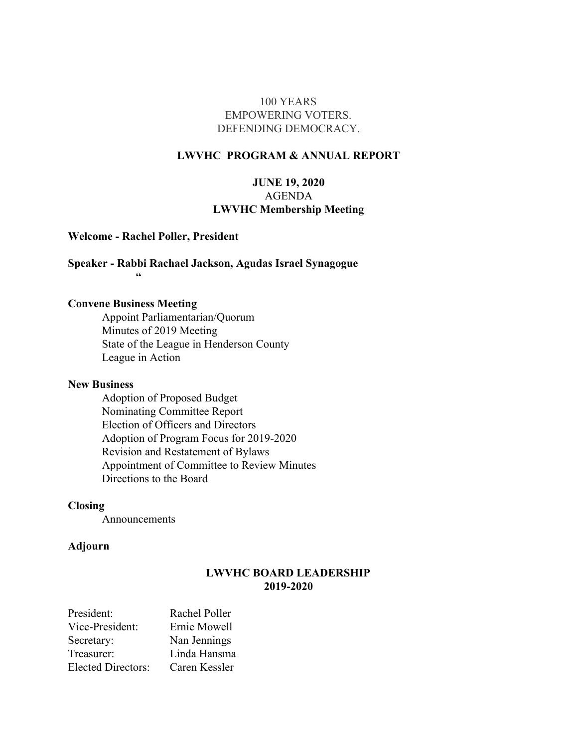100 YEARS
EMPOWERING VOTERS.
DEFENDING DEMOCRACY.

## LWVHC PROGRAM & ANNUAL REPORT

**JUNE 19, 2020**
AGENDA
**LWVHC Membership Meeting**

**Welcome - Rachel Poller, President**

**Speaker - Rabbi Rachael Jackson, Agudas Israel Synagogue**
**"**

**Convene Business Meeting**

- Appoint Parliamentarian/Quorum
- Minutes of 2019 Meeting
- State of the League in Henderson County
- League in Action

**New Business**

- Adoption of Proposed Budget
- Nominating Committee Report
- Election of Officers and Directors
- Adoption of Program Focus for 2019-2020
- Revision and Restatement of Bylaws
- Appointment of Committee to Review Minutes
- Directions to the Board

**Closing**

- Announcements

**Adjourn**

## LWVHC BOARD LEADERSHIP 2019-2020

| | |
|---|---|
| President: | Rachel Poller |
| Vice-President: | Ernie Mowell |
| Secretary: | Nan Jennings |
| Treasurer: | Linda Hansma |
| Elected Directors: | Caren Kessler |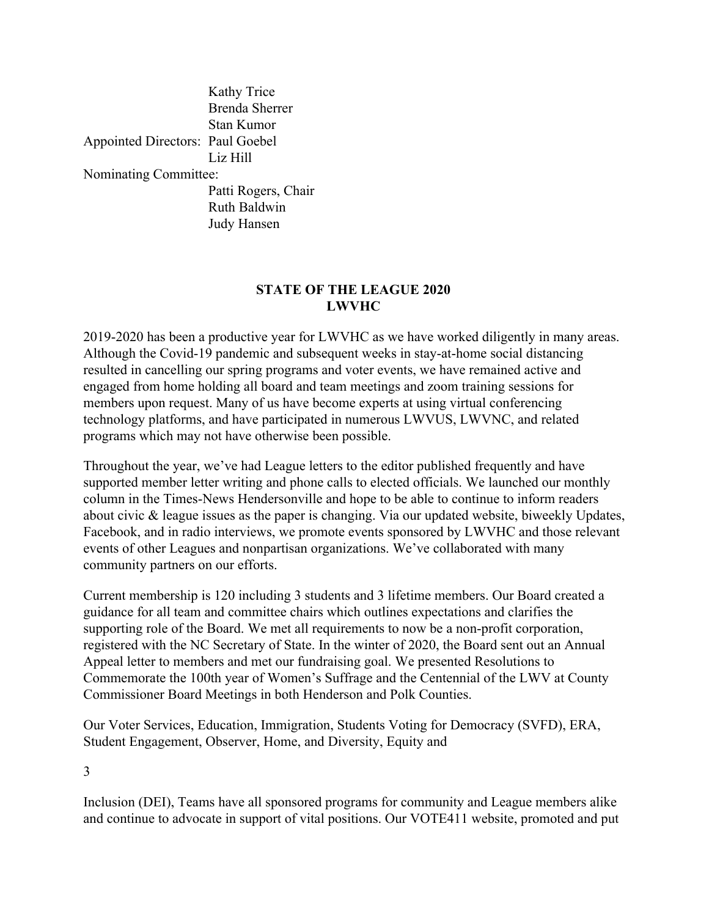Kathy Trice
Brenda Sherrer
Stan Kumor

Appointed Directors: Paul Goebel
Liz Hill

Nominating Committee:
Patti Rogers, Chair
Ruth Baldwin
Judy Hansen

**STATE OF THE LEAGUE 2020**
**LWVHC**

2019-2020 has been a productive year for LWVHC as we have worked diligently in many areas. Although the Covid-19 pandemic and subsequent weeks in stay-at-home social distancing resulted in cancelling our spring programs and voter events, we have remained active and engaged from home holding all board and team meetings and zoom training sessions for members upon request. Many of us have become experts at using virtual conferencing technology platforms, and have participated in numerous LWVUS, LWVNC, and related programs which may not have otherwise been possible.

Throughout the year, we've had League letters to the editor published frequently and have supported member letter writing and phone calls to elected officials. We launched our monthly column in the Times-News Hendersonville and hope to be able to continue to inform readers about civic & league issues as the paper is changing. Via our updated website, biweekly Updates, Facebook, and in radio interviews, we promote events sponsored by LWVHC and those relevant events of other Leagues and nonpartisan organizations. We've collaborated with many community partners on our efforts.

Current membership is 120 including 3 students and 3 lifetime members. Our Board created a guidance for all team and committee chairs which outlines expectations and clarifies the supporting role of the Board. We met all requirements to now be a non-profit corporation, registered with the NC Secretary of State. In the winter of 2020, the Board sent out an Annual Appeal letter to members and met our fundraising goal. We presented Resolutions to Commemorate the 100th year of Women's Suffrage and the Centennial of the LWV at County Commissioner Board Meetings in both Henderson and Polk Counties.

Our Voter Services, Education, Immigration, Students Voting for Democracy (SVFD), ERA, Student Engagement, Observer, Home, and Diversity, Equity and Inclusion (DEI), Teams have all sponsored programs for community and League members alike and continue to advocate in support of vital positions. Our VOTE411 website, promoted and put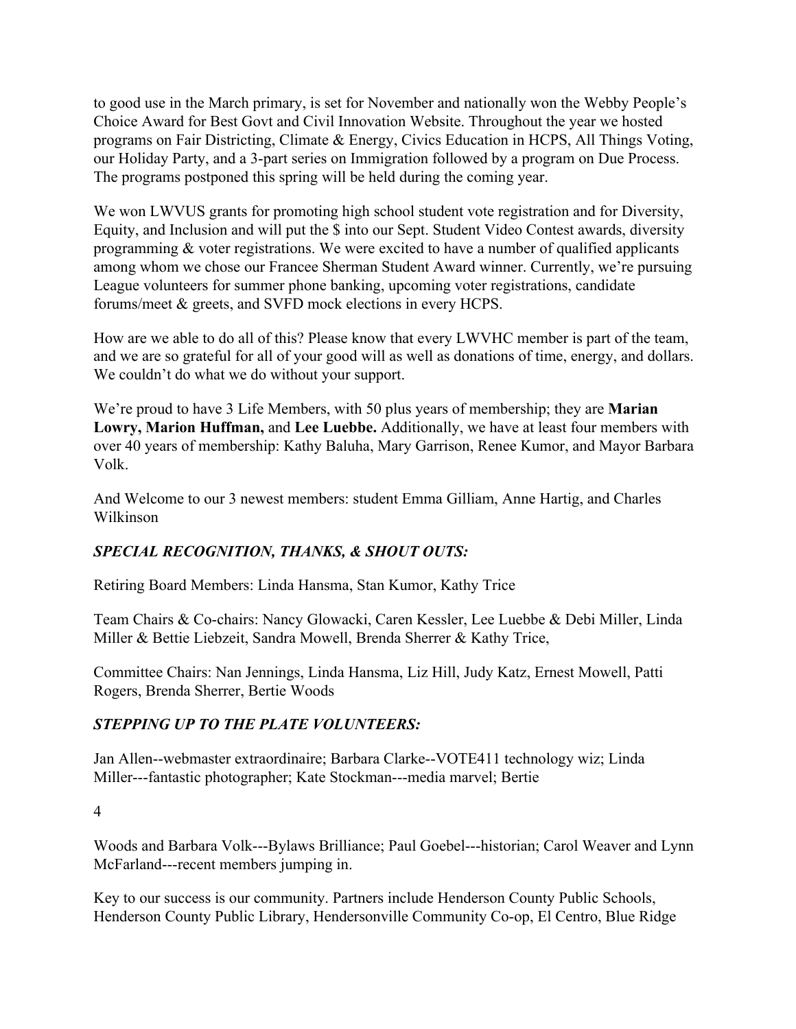to good use in the March primary, is set for November and nationally won the Webby People's Choice Award for Best Govt and Civil Innovation Website. Throughout the year we hosted programs on Fair Districting, Climate & Energy, Civics Education in HCPS, All Things Voting, our Holiday Party, and a 3-part series on Immigration followed by a program on Due Process. The programs postponed this spring will be held during the coming year.

We won LWVUS grants for promoting high school student vote registration and for Diversity, Equity, and Inclusion and will put the $ into our Sept. Student Video Contest awards, diversity programming & voter registrations. We were excited to have a number of qualified applicants among whom we chose our Francee Sherman Student Award winner. Currently, we're pursuing League volunteers for summer phone banking, upcoming voter registrations, candidate forums/meet & greets, and SVFD mock elections in every HCPS.

How are we able to do all of this? Please know that every LWVHC member is part of the team, and we are so grateful for all of your good will as well as donations of time, energy, and dollars. We couldn't do what we do without your support.

We're proud to have 3 Life Members, with 50 plus years of membership; they are **Marian Lowry, Marion Huffman,** and **Lee Luebbe.** Additionally, we have at least four members with over 40 years of membership: Kathy Baluha, Mary Garrison, Renee Kumor, and Mayor Barbara Volk.

And Welcome to our 3 newest members: student Emma Gilliam, Anne Hartig, and Charles Wilkinson

### *SPECIAL RECOGNITION, THANKS, & SHOUT OUTS:*

Retiring Board Members: Linda Hansma, Stan Kumor, Kathy Trice

Team Chairs & Co-chairs: Nancy Glowacki, Caren Kessler, Lee Luebbe & Debi Miller, Linda Miller & Bettie Liebzeit, Sandra Mowell, Brenda Sherrer & Kathy Trice,

Committee Chairs: Nan Jennings, Linda Hansma, Liz Hill, Judy Katz, Ernest Mowell, Patti Rogers, Brenda Sherrer, Bertie Woods

### *STEPPING UP TO THE PLATE VOLUNTEERS:*

Jan Allen--webmaster extraordinaire; Barbara Clarke--VOTE411 technology wiz; Linda Miller---fantastic photographer; Kate Stockman---media marvel; Bertie Woods and Barbara Volk---Bylaws Brilliance; Paul Goebel---historian; Carol Weaver and Lynn McFarland---recent members jumping in.

Key to our success is our community. Partners include Henderson County Public Schools, Henderson County Public Library, Hendersonville Community Co-op, El Centro, Blue Ridge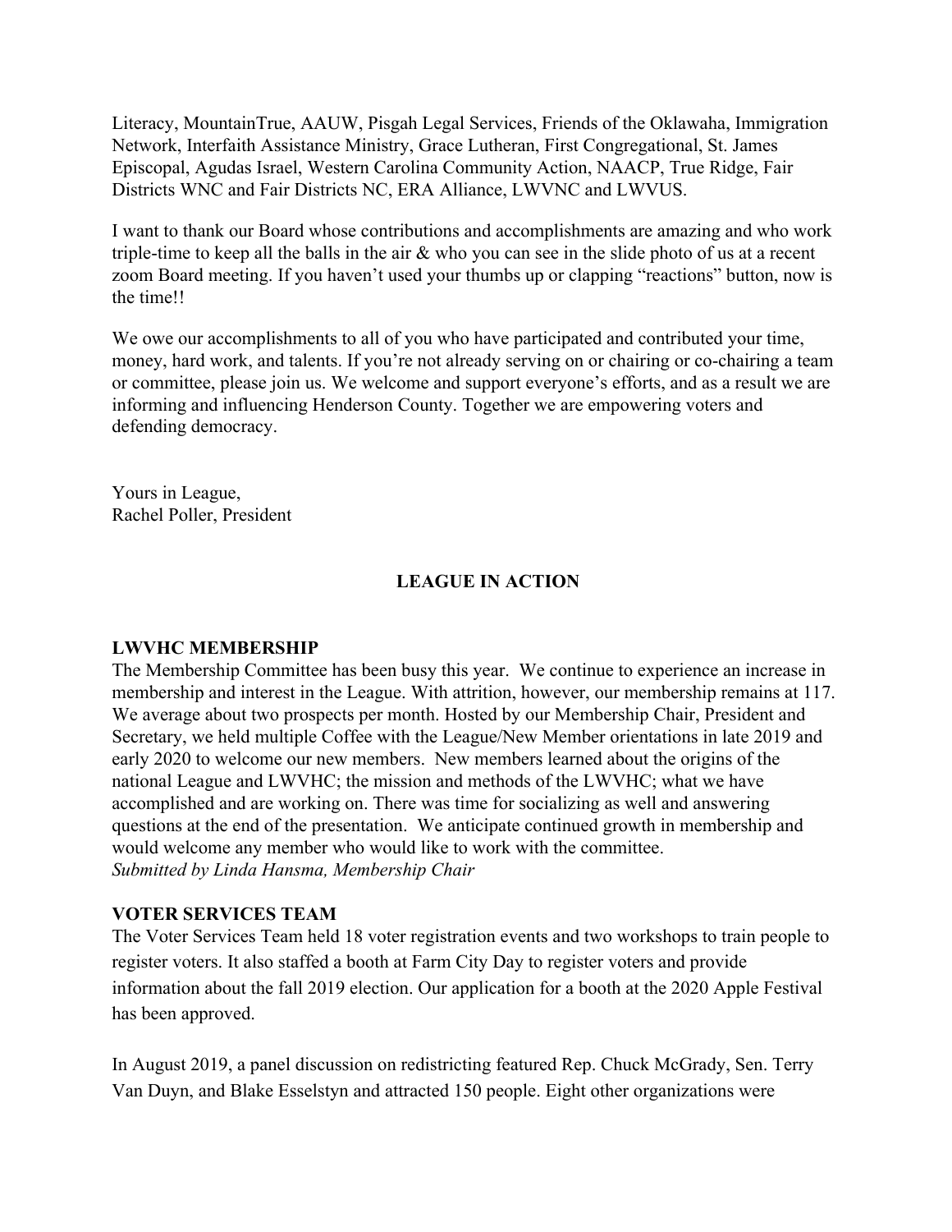Literacy, MountainTrue, AAUW, Pisgah Legal Services, Friends of the Oklawaha, Immigration Network, Interfaith Assistance Ministry, Grace Lutheran, First Congregational, St. James Episcopal, Agudas Israel, Western Carolina Community Action, NAACP, True Ridge, Fair Districts WNC and Fair Districts NC, ERA Alliance, LWVNC and LWVUS.

I want to thank our Board whose contributions and accomplishments are amazing and who work triple-time to keep all the balls in the air & who you can see in the slide photo of us at a recent zoom Board meeting. If you haven't used your thumbs up or clapping "reactions" button, now is the time!!

We owe our accomplishments to all of you who have participated and contributed your time, money, hard work, and talents. If you're not already serving on or chairing or co-chairing a team or committee, please join us. We welcome and support everyone's efforts, and as a result we are informing and influencing Henderson County. Together we are empowering voters and defending democracy.

Yours in League,
Rachel Poller, President

## LEAGUE IN ACTION

### LWVHC MEMBERSHIP

The Membership Committee has been busy this year. We continue to experience an increase in membership and interest in the League. With attrition, however, our membership remains at 117. We average about two prospects per month. Hosted by our Membership Chair, President and Secretary, we held multiple Coffee with the League/New Member orientations in late 2019 and early 2020 to welcome our new members. New members learned about the origins of the national League and LWVHC; the mission and methods of the LWVHC; what we have accomplished and are working on. There was time for socializing as well and answering questions at the end of the presentation. We anticipate continued growth in membership and would welcome any member who would like to work with the committee.
*Submitted by Linda Hansma, Membership Chair*

### VOTER SERVICES TEAM

The Voter Services Team held 18 voter registration events and two workshops to train people to register voters. It also staffed a booth at Farm City Day to register voters and provide information about the fall 2019 election. Our application for a booth at the 2020 Apple Festival has been approved.

In August 2019, a panel discussion on redistricting featured Rep. Chuck McGrady, Sen. Terry Van Duyn, and Blake Esselstyn and attracted 150 people. Eight other organizations were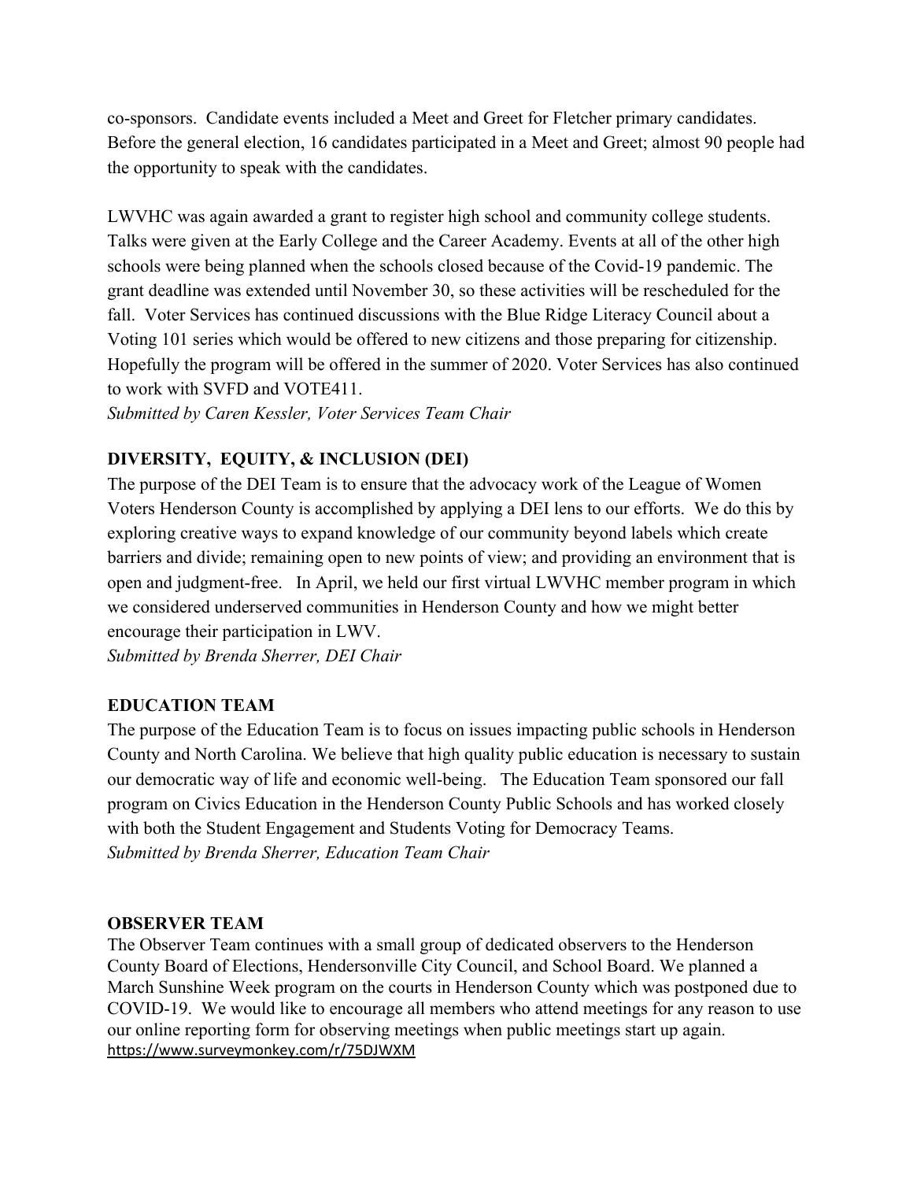co-sponsors. Candidate events included a Meet and Greet for Fletcher primary candidates. Before the general election, 16 candidates participated in a Meet and Greet; almost 90 people had the opportunity to speak with the candidates.

LWVHC was again awarded a grant to register high school and community college students. Talks were given at the Early College and the Career Academy. Events at all of the other high schools were being planned when the schools closed because of the Covid-19 pandemic. The grant deadline was extended until November 30, so these activities will be rescheduled for the fall. Voter Services has continued discussions with the Blue Ridge Literacy Council about a Voting 101 series which would be offered to new citizens and those preparing for citizenship. Hopefully the program will be offered in the summer of 2020. Voter Services has also continued to work with SVFD and VOTE411.
*Submitted by Caren Kessler, Voter Services Team Chair*

**DIVERSITY, EQUITY, & INCLUSION (DEI)**

The purpose of the DEI Team is to ensure that the advocacy work of the League of Women Voters Henderson County is accomplished by applying a DEI lens to our efforts. We do this by exploring creative ways to expand knowledge of our community beyond labels which create barriers and divide; remaining open to new points of view; and providing an environment that is open and judgment-free. In April, we held our first virtual LWVHC member program in which we considered underserved communities in Henderson County and how we might better encourage their participation in LWV.
*Submitted by Brenda Sherrer, DEI Chair*

**EDUCATION TEAM**

The purpose of the Education Team is to focus on issues impacting public schools in Henderson County and North Carolina. We believe that high quality public education is necessary to sustain our democratic way of life and economic well-being. The Education Team sponsored our fall program on Civics Education in the Henderson County Public Schools and has worked closely with both the Student Engagement and Students Voting for Democracy Teams.
*Submitted by Brenda Sherrer, Education Team Chair*

**OBSERVER TEAM**

The Observer Team continues with a small group of dedicated observers to the Henderson County Board of Elections, Hendersonville City Council, and School Board. We planned a March Sunshine Week program on the courts in Henderson County which was postponed due to COVID-19. We would like to encourage all members who attend meetings for any reason to use our online reporting form for observing meetings when public meetings start up again.
https://www.surveymonkey.com/r/75DJWXM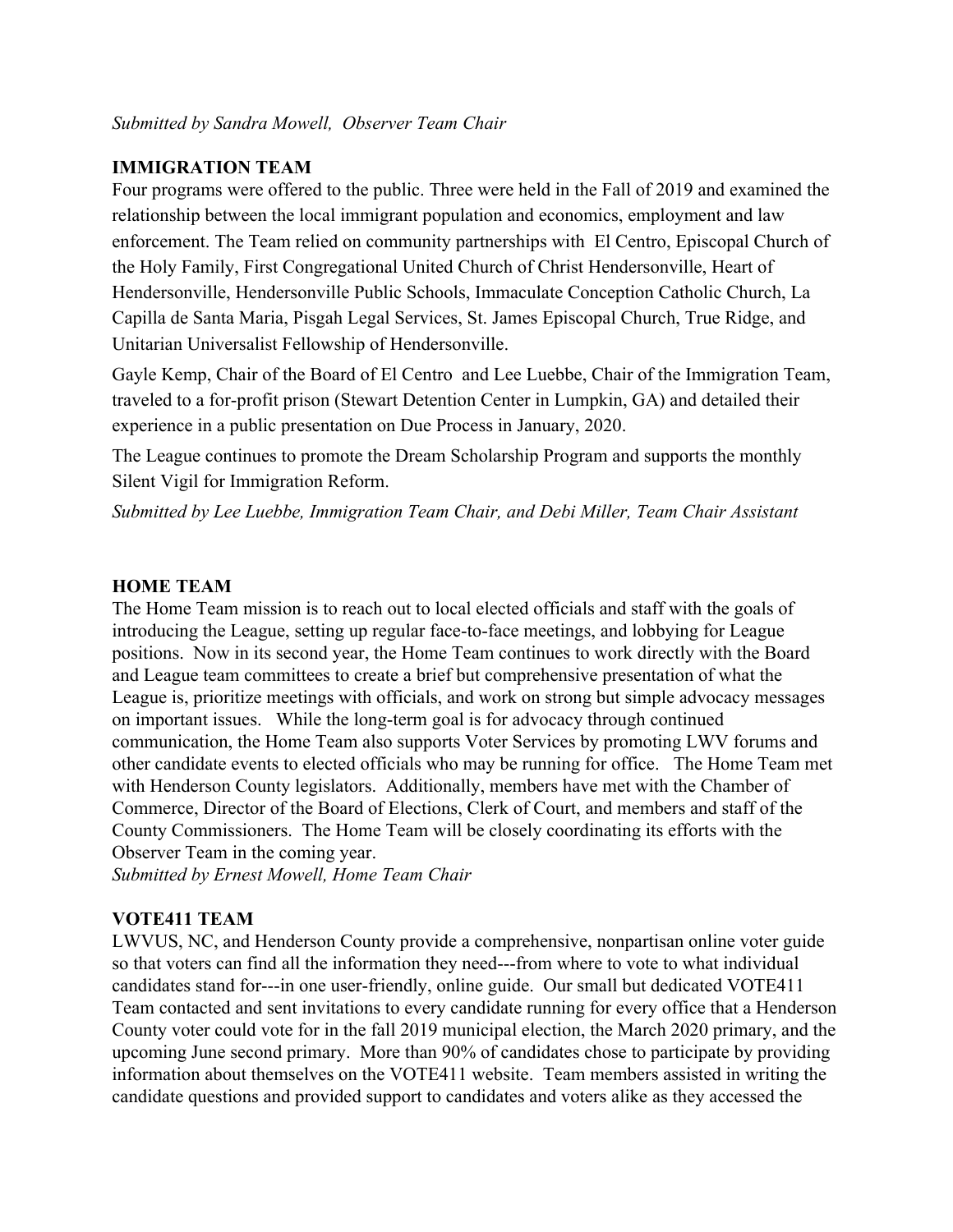*Submitted by Sandra Mowell, Observer Team Chair*

**IMMIGRATION TEAM**

Four programs were offered to the public. Three were held in the Fall of 2019 and examined the relationship between the local immigrant population and economics, employment and law enforcement. The Team relied on community partnerships with El Centro, Episcopal Church of the Holy Family, First Congregational United Church of Christ Hendersonville, Heart of Hendersonville, Hendersonville Public Schools, Immaculate Conception Catholic Church, La Capilla de Santa Maria, Pisgah Legal Services, St. James Episcopal Church, True Ridge, and Unitarian Universalist Fellowship of Hendersonville.

Gayle Kemp, Chair of the Board of El Centro and Lee Luebbe, Chair of the Immigration Team, traveled to a for-profit prison (Stewart Detention Center in Lumpkin, GA) and detailed their experience in a public presentation on Due Process in January, 2020.

The League continues to promote the Dream Scholarship Program and supports the monthly Silent Vigil for Immigration Reform.

*Submitted by Lee Luebbe, Immigration Team Chair, and Debi Miller, Team Chair Assistant*

**HOME TEAM**

The Home Team mission is to reach out to local elected officials and staff with the goals of introducing the League, setting up regular face-to-face meetings, and lobbying for League positions. Now in its second year, the Home Team continues to work directly with the Board and League team committees to create a brief but comprehensive presentation of what the League is, prioritize meetings with officials, and work on strong but simple advocacy messages on important issues. While the long-term goal is for advocacy through continued communication, the Home Team also supports Voter Services by promoting LWV forums and other candidate events to elected officials who may be running for office. The Home Team met with Henderson County legislators. Additionally, members have met with the Chamber of Commerce, Director of the Board of Elections, Clerk of Court, and members and staff of the County Commissioners. The Home Team will be closely coordinating its efforts with the Observer Team in the coming year.

*Submitted by Ernest Mowell, Home Team Chair*

**VOTE411 TEAM**

LWVUS, NC, and Henderson County provide a comprehensive, nonpartisan online voter guide so that voters can find all the information they need---from where to vote to what individual candidates stand for---in one user-friendly, online guide. Our small but dedicated VOTE411 Team contacted and sent invitations to every candidate running for every office that a Henderson County voter could vote for in the fall 2019 municipal election, the March 2020 primary, and the upcoming June second primary. More than 90% of candidates chose to participate by providing information about themselves on the VOTE411 website. Team members assisted in writing the candidate questions and provided support to candidates and voters alike as they accessed the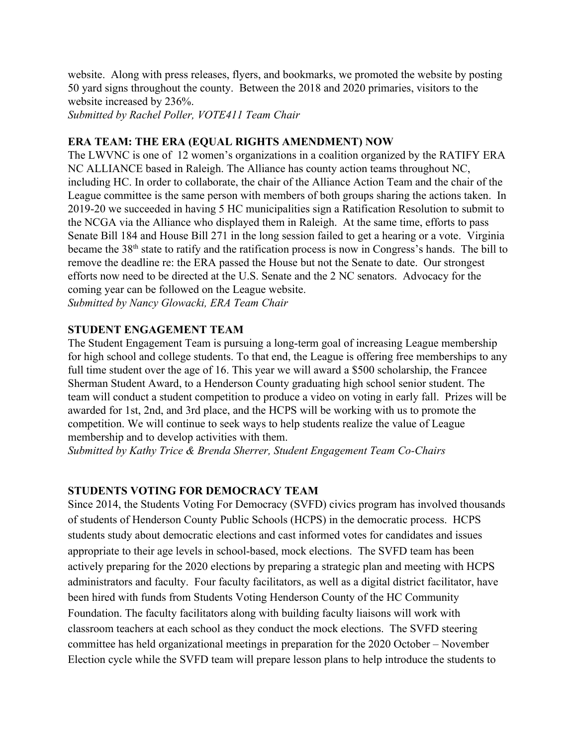website. Along with press releases, flyers, and bookmarks, we promoted the website by posting 50 yard signs throughout the county. Between the 2018 and 2020 primaries, visitors to the website increased by 236%.

*Submitted by Rachel Poller, VOTE411 Team Chair*

**ERA TEAM: THE ERA (EQUAL RIGHTS AMENDMENT) NOW**

The LWVNC is one of 12 women's organizations in a coalition organized by the RATIFY ERA NC ALLIANCE based in Raleigh. The Alliance has county action teams throughout NC, including HC. In order to collaborate, the chair of the Alliance Action Team and the chair of the League committee is the same person with members of both groups sharing the actions taken. In 2019-20 we succeeded in having 5 HC municipalities sign a Ratification Resolution to submit to the NCGA via the Alliance who displayed them in Raleigh. At the same time, efforts to pass Senate Bill 184 and House Bill 271 in the long session failed to get a hearing or a vote. Virginia became the 38th state to ratify and the ratification process is now in Congress's hands. The bill to remove the deadline re: the ERA passed the House but not the Senate to date. Our strongest efforts now need to be directed at the U.S. Senate and the 2 NC senators. Advocacy for the coming year can be followed on the League website.

*Submitted by Nancy Glowacki, ERA Team Chair*

**STUDENT ENGAGEMENT TEAM**

The Student Engagement Team is pursuing a long-term goal of increasing League membership for high school and college students. To that end, the League is offering free memberships to any full time student over the age of 16. This year we will award a $500 scholarship, the Francee Sherman Student Award, to a Henderson County graduating high school senior student. The team will conduct a student competition to produce a video on voting in early fall. Prizes will be awarded for 1st, 2nd, and 3rd place, and the HCPS will be working with us to promote the competition. We will continue to seek ways to help students realize the value of League membership and to develop activities with them.

*Submitted by Kathy Trice & Brenda Sherrer, Student Engagement Team Co-Chairs*

**STUDENTS VOTING FOR DEMOCRACY TEAM**

Since 2014, the Students Voting For Democracy (SVFD) civics program has involved thousands of students of Henderson County Public Schools (HCPS) in the democratic process. HCPS students study about democratic elections and cast informed votes for candidates and issues appropriate to their age levels in school-based, mock elections. The SVFD team has been actively preparing for the 2020 elections by preparing a strategic plan and meeting with HCPS administrators and faculty. Four faculty facilitators, as well as a digital district facilitator, have been hired with funds from Students Voting Henderson County of the HC Community Foundation. The faculty facilitators along with building faculty liaisons will work with classroom teachers at each school as they conduct the mock elections. The SVFD steering committee has held organizational meetings in preparation for the 2020 October – November Election cycle while the SVFD team will prepare lesson plans to help introduce the students to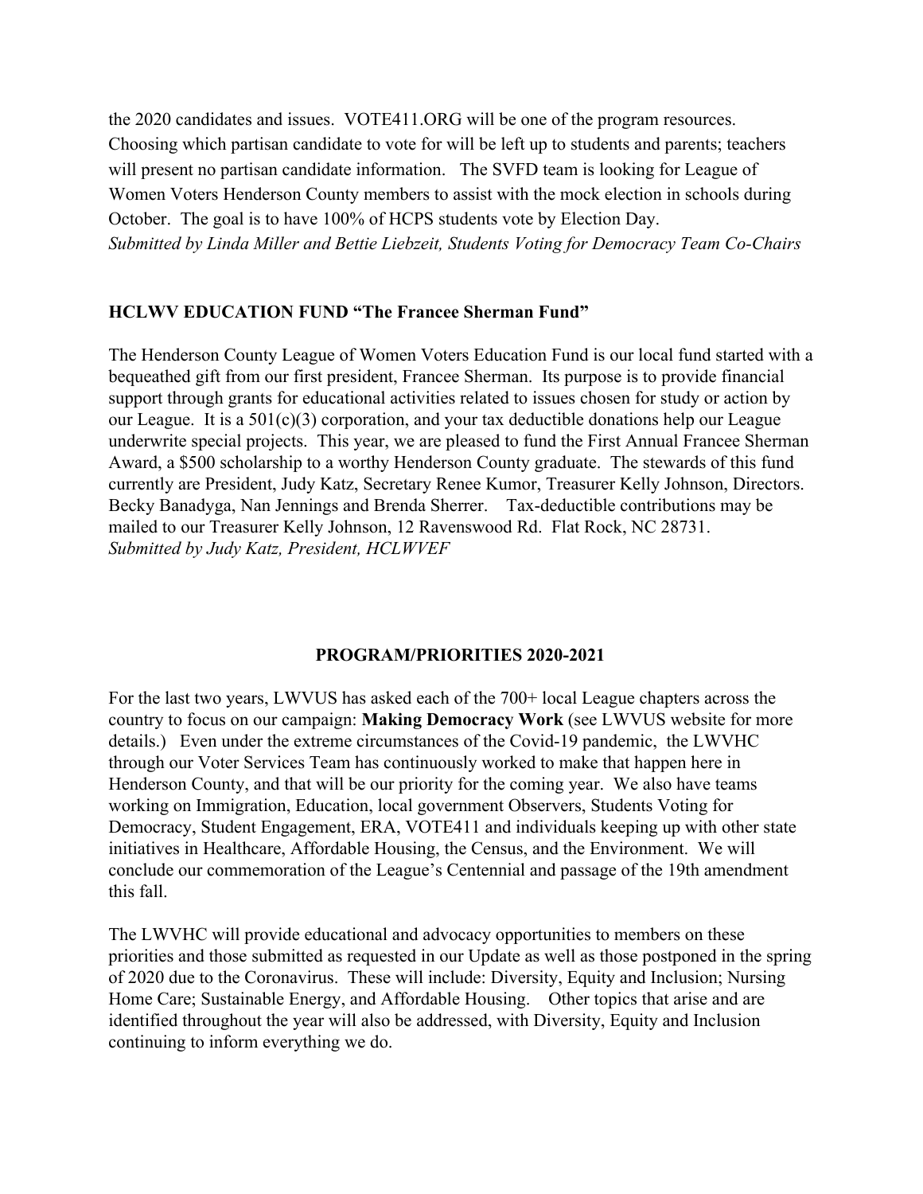the 2020 candidates and issues. VOTE411.ORG will be one of the program resources. Choosing which partisan candidate to vote for will be left up to students and parents; teachers will present no partisan candidate information. The SVFD team is looking for League of Women Voters Henderson County members to assist with the mock election in schools during October. The goal is to have 100% of HCPS students vote by Election Day.
*Submitted by Linda Miller and Bettie Liebzeit, Students Voting for Democracy Team Co-Chairs*

### HCLWV EDUCATION FUND "The Francee Sherman Fund"

The Henderson County League of Women Voters Education Fund is our local fund started with a bequeathed gift from our first president, Francee Sherman. Its purpose is to provide financial support through grants for educational activities related to issues chosen for study or action by our League. It is a 501(c)(3) corporation, and your tax deductible donations help our League underwrite special projects. This year, we are pleased to fund the First Annual Francee Sherman Award, a $500 scholarship to a worthy Henderson County graduate. The stewards of this fund currently are President, Judy Katz, Secretary Renee Kumor, Treasurer Kelly Johnson, Directors. Becky Banadyga, Nan Jennings and Brenda Sherrer. Tax-deductible contributions may be mailed to our Treasurer Kelly Johnson, 12 Ravenswood Rd. Flat Rock, NC 28731.
*Submitted by Judy Katz, President, HCLWVEF*

### PROGRAM/PRIORITIES 2020-2021

For the last two years, LWVUS has asked each of the 700+ local League chapters across the country to focus on our campaign: **Making Democracy Work** (see LWVUS website for more details.) Even under the extreme circumstances of the Covid-19 pandemic, the LWVHC through our Voter Services Team has continuously worked to make that happen here in Henderson County, and that will be our priority for the coming year. We also have teams working on Immigration, Education, local government Observers, Students Voting for Democracy, Student Engagement, ERA, VOTE411 and individuals keeping up with other state initiatives in Healthcare, Affordable Housing, the Census, and the Environment. We will conclude our commemoration of the League's Centennial and passage of the 19th amendment this fall.

The LWVHC will provide educational and advocacy opportunities to members on these priorities and those submitted as requested in our Update as well as those postponed in the spring of 2020 due to the Coronavirus. These will include: Diversity, Equity and Inclusion; Nursing Home Care; Sustainable Energy, and Affordable Housing. Other topics that arise and are identified throughout the year will also be addressed, with Diversity, Equity and Inclusion continuing to inform everything we do.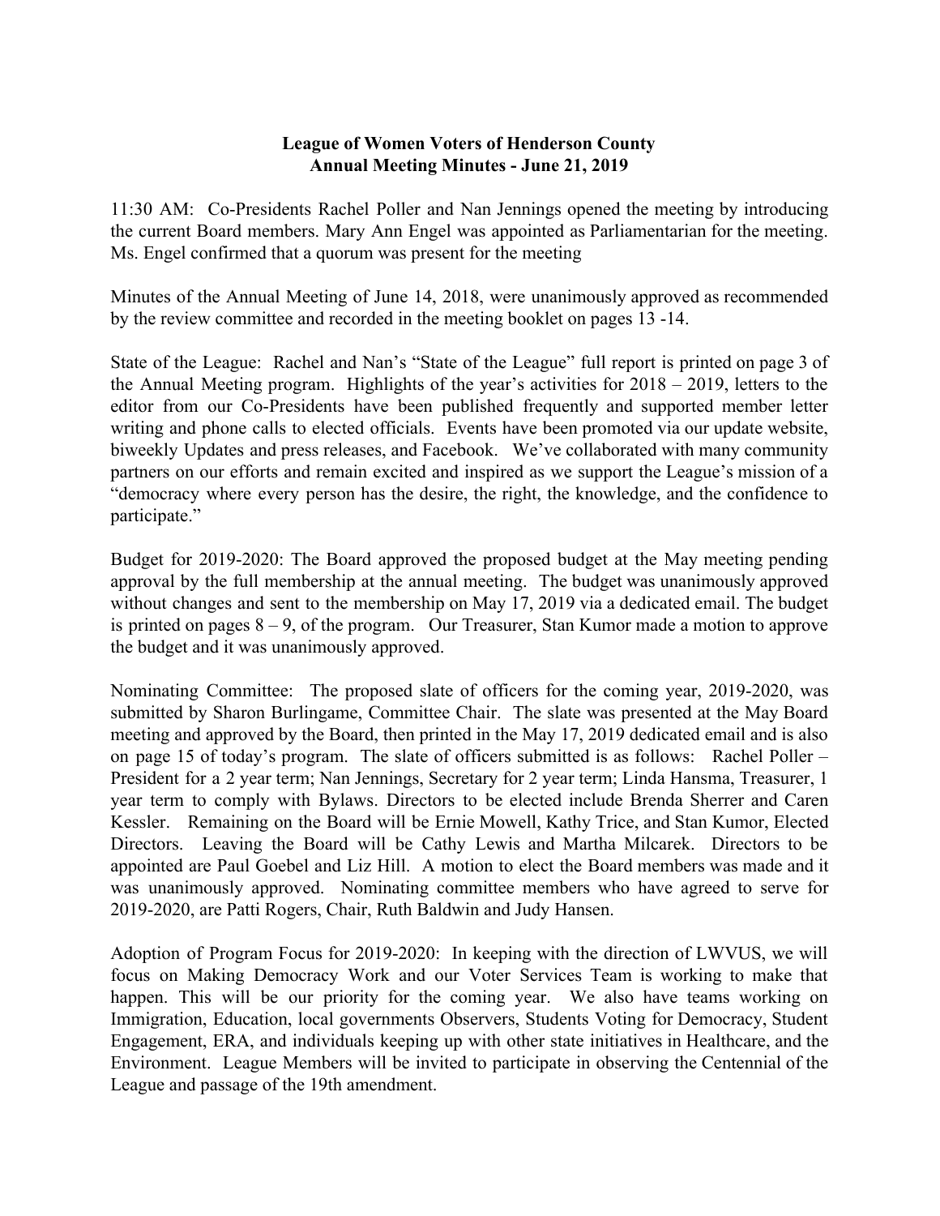**League of Women Voters of Henderson County**
**Annual Meeting Minutes - June 21, 2019**

11:30 AM: Co-Presidents Rachel Poller and Nan Jennings opened the meeting by introducing the current Board members. Mary Ann Engel was appointed as Parliamentarian for the meeting. Ms. Engel confirmed that a quorum was present for the meeting

Minutes of the Annual Meeting of June 14, 2018, were unanimously approved as recommended by the review committee and recorded in the meeting booklet on pages 13 -14.

State of the League: Rachel and Nan's "State of the League" full report is printed on page 3 of the Annual Meeting program. Highlights of the year's activities for 2018 – 2019, letters to the editor from our Co-Presidents have been published frequently and supported member letter writing and phone calls to elected officials. Events have been promoted via our update website, biweekly Updates and press releases, and Facebook. We've collaborated with many community partners on our efforts and remain excited and inspired as we support the League's mission of a "democracy where every person has the desire, the right, the knowledge, and the confidence to participate."

Budget for 2019-2020: The Board approved the proposed budget at the May meeting pending approval by the full membership at the annual meeting. The budget was unanimously approved without changes and sent to the membership on May 17, 2019 via a dedicated email. The budget is printed on pages 8 – 9, of the program. Our Treasurer, Stan Kumor made a motion to approve the budget and it was unanimously approved.

Nominating Committee: The proposed slate of officers for the coming year, 2019-2020, was submitted by Sharon Burlingame, Committee Chair. The slate was presented at the May Board meeting and approved by the Board, then printed in the May 17, 2019 dedicated email and is also on page 15 of today's program. The slate of officers submitted is as follows: Rachel Poller – President for a 2 year term; Nan Jennings, Secretary for 2 year term; Linda Hansma, Treasurer, 1 year term to comply with Bylaws. Directors to be elected include Brenda Sherrer and Caren Kessler. Remaining on the Board will be Ernie Mowell, Kathy Trice, and Stan Kumor, Elected Directors. Leaving the Board will be Cathy Lewis and Martha Milcarek. Directors to be appointed are Paul Goebel and Liz Hill. A motion to elect the Board members was made and it was unanimously approved. Nominating committee members who have agreed to serve for 2019-2020, are Patti Rogers, Chair, Ruth Baldwin and Judy Hansen.

Adoption of Program Focus for 2019-2020: In keeping with the direction of LWVUS, we will focus on Making Democracy Work and our Voter Services Team is working to make that happen. This will be our priority for the coming year. We also have teams working on Immigration, Education, local governments Observers, Students Voting for Democracy, Student Engagement, ERA, and individuals keeping up with other state initiatives in Healthcare, and the Environment. League Members will be invited to participate in observing the Centennial of the League and passage of the 19th amendment.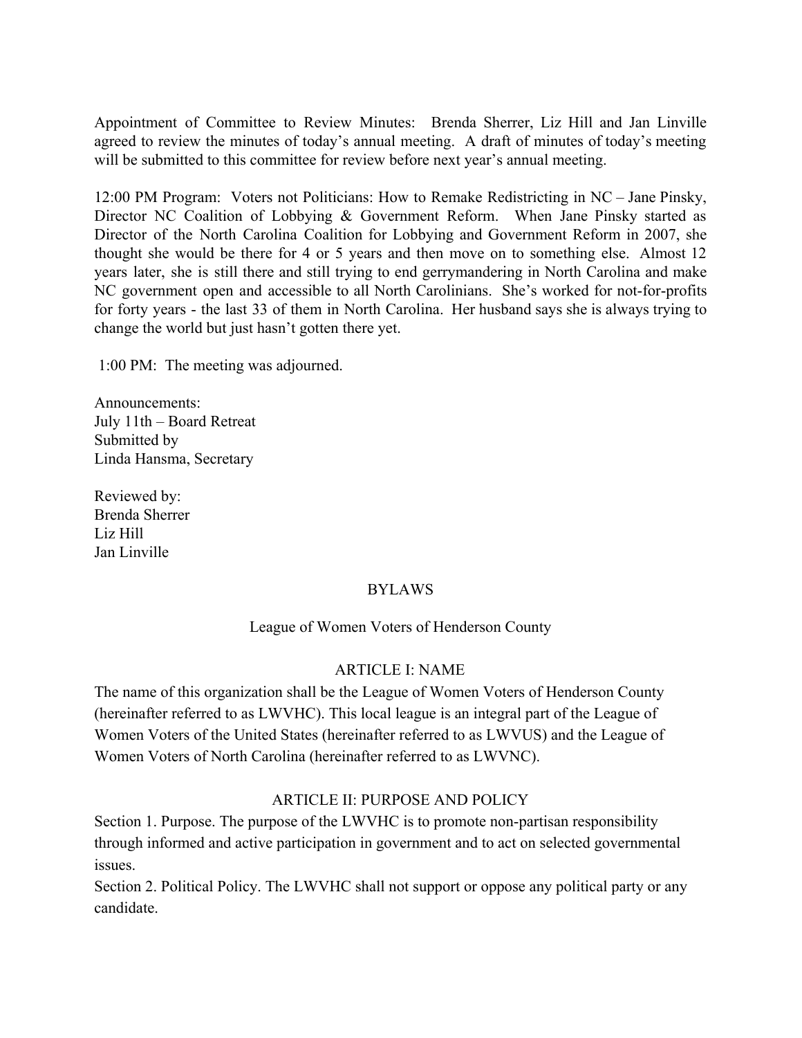Appointment of Committee to Review Minutes: Brenda Sherrer, Liz Hill and Jan Linville agreed to review the minutes of today's annual meeting. A draft of minutes of today's meeting will be submitted to this committee for review before next year's annual meeting.

12:00 PM Program: Voters not Politicians: How to Remake Redistricting in NC – Jane Pinsky, Director NC Coalition of Lobbying & Government Reform. When Jane Pinsky started as Director of the North Carolina Coalition for Lobbying and Government Reform in 2007, she thought she would be there for 4 or 5 years and then move on to something else. Almost 12 years later, she is still there and still trying to end gerrymandering in North Carolina and make NC government open and accessible to all North Carolinians. She's worked for not-for-profits for forty years - the last 33 of them in North Carolina. Her husband says she is always trying to change the world but just hasn't gotten there yet.

1:00 PM: The meeting was adjourned.

Announcements:
July 11th – Board Retreat
Submitted by
Linda Hansma, Secretary

Reviewed by:
Brenda Sherrer
Liz Hill
Jan Linville

# BYLAWS

## League of Women Voters of Henderson County

### ARTICLE I: NAME

The name of this organization shall be the League of Women Voters of Henderson County (hereinafter referred to as LWVHC). This local league is an integral part of the League of Women Voters of the United States (hereinafter referred to as LWVUS) and the League of Women Voters of North Carolina (hereinafter referred to as LWVNC).

### ARTICLE II: PURPOSE AND POLICY

Section 1. Purpose. The purpose of the LWVHC is to promote non-partisan responsibility through informed and active participation in government and to act on selected governmental issues.

Section 2. Political Policy. The LWVHC shall not support or oppose any political party or any candidate.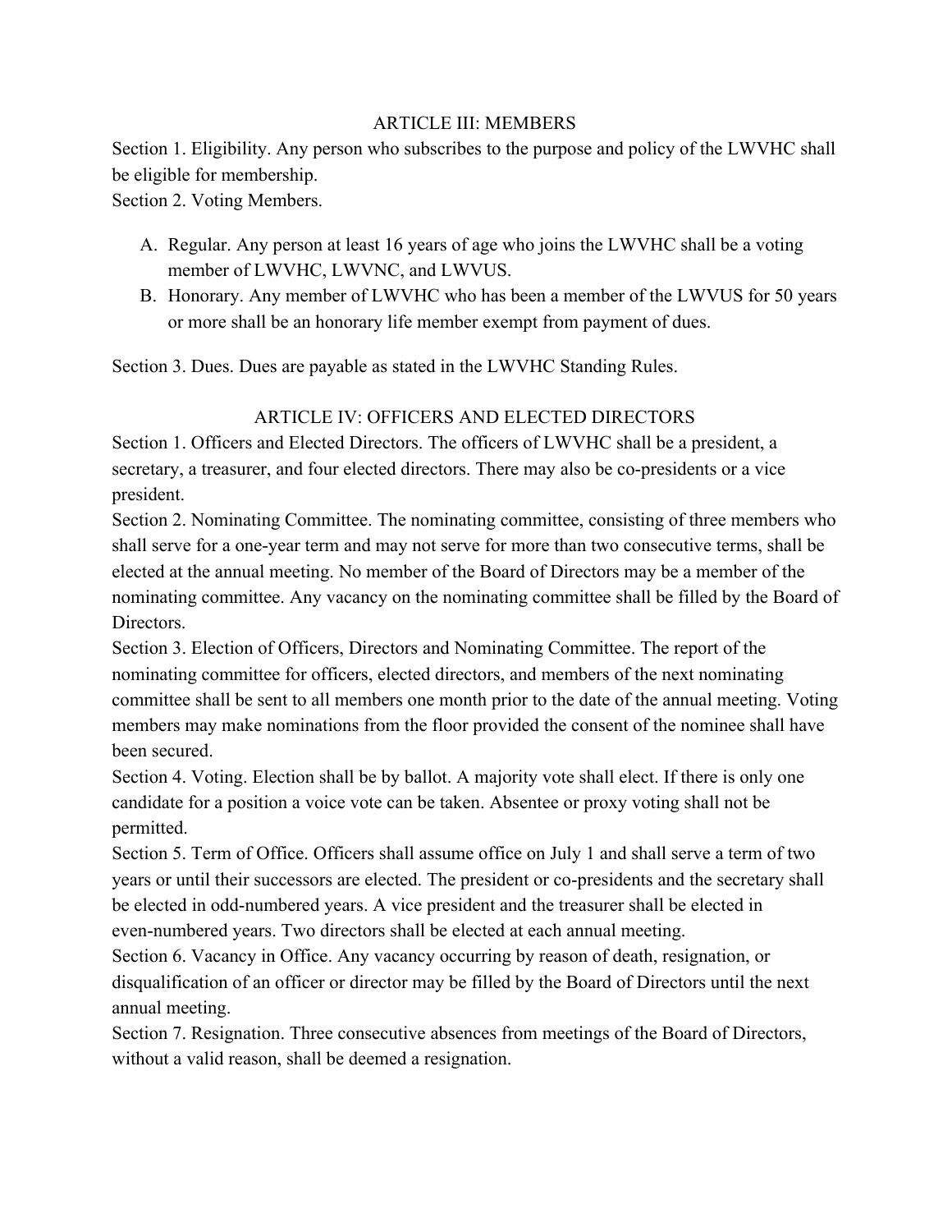## ARTICLE III: MEMBERS

Section 1. Eligibility. Any person who subscribes to the purpose and policy of the LWVHC shall be eligible for membership.

Section 2. Voting Members.

A. Regular. Any person at least 16 years of age who joins the LWVHC shall be a voting member of LWVHC, LWVNC, and LWVUS.
B. Honorary. Any member of LWVHC who has been a member of the LWVUS for 50 years or more shall be an honorary life member exempt from payment of dues.

Section 3. Dues. Dues are payable as stated in the LWVHC Standing Rules.

## ARTICLE IV: OFFICERS AND ELECTED DIRECTORS

Section 1. Officers and Elected Directors. The officers of LWVHC shall be a president, a secretary, a treasurer, and four elected directors. There may also be co-presidents or a vice president.

Section 2. Nominating Committee. The nominating committee, consisting of three members who shall serve for a one-year term and may not serve for more than two consecutive terms, shall be elected at the annual meeting. No member of the Board of Directors may be a member of the nominating committee. Any vacancy on the nominating committee shall be filled by the Board of Directors.

Section 3. Election of Officers, Directors and Nominating Committee. The report of the nominating committee for officers, elected directors, and members of the next nominating committee shall be sent to all members one month prior to the date of the annual meeting. Voting members may make nominations from the floor provided the consent of the nominee shall have been secured.

Section 4. Voting. Election shall be by ballot. A majority vote shall elect. If there is only one candidate for a position a voice vote can be taken. Absentee or proxy voting shall not be permitted.

Section 5. Term of Office. Officers shall assume office on July 1 and shall serve a term of two years or until their successors are elected. The president or co-presidents and the secretary shall be elected in odd-numbered years. A vice president and the treasurer shall be elected in even-numbered years. Two directors shall be elected at each annual meeting.

Section 6. Vacancy in Office. Any vacancy occurring by reason of death, resignation, or disqualification of an officer or director may be filled by the Board of Directors until the next annual meeting.

Section 7. Resignation. Three consecutive absences from meetings of the Board of Directors, without a valid reason, shall be deemed a resignation.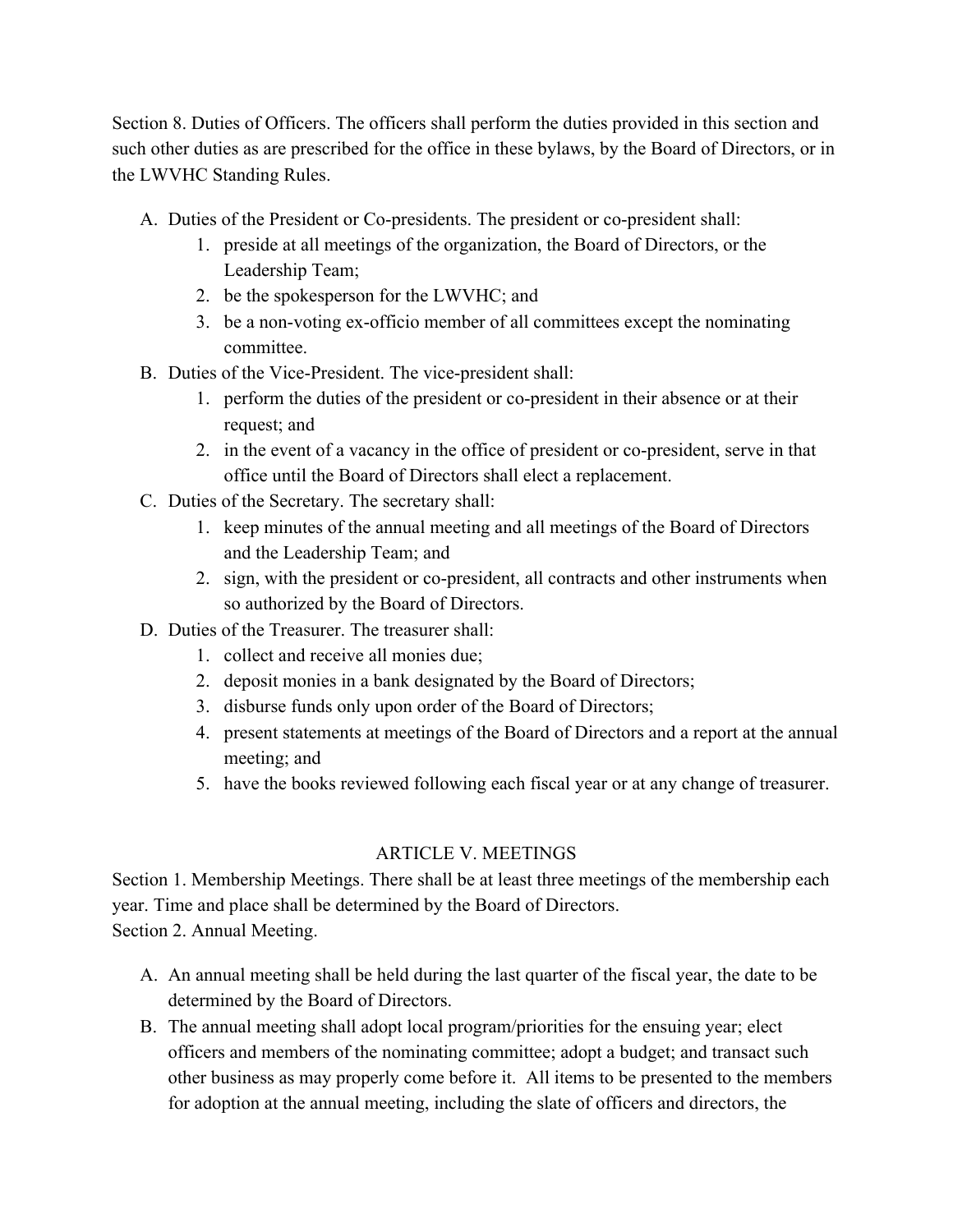Section 8. Duties of Officers. The officers shall perform the duties provided in this section and such other duties as are prescribed for the office in these bylaws, by the Board of Directors, or in the LWVHC Standing Rules.

A. Duties of the President or Co-presidents. The president or co-president shall:
    1. preside at all meetings of the organization, the Board of Directors, or the Leadership Team;
    2. be the spokesperson for the LWVHC; and
    3. be a non-voting ex-officio member of all committees except the nominating committee.
B. Duties of the Vice-President. The vice-president shall:
    1. perform the duties of the president or co-president in their absence or at their request; and
    2. in the event of a vacancy in the office of president or co-president, serve in that office until the Board of Directors shall elect a replacement.
C. Duties of the Secretary. The secretary shall:
    1. keep minutes of the annual meeting and all meetings of the Board of Directors and the Leadership Team; and
    2. sign, with the president or co-president, all contracts and other instruments when so authorized by the Board of Directors.
D. Duties of the Treasurer. The treasurer shall:
    1. collect and receive all monies due;
    2. deposit monies in a bank designated by the Board of Directors;
    3. disburse funds only upon order of the Board of Directors;
    4. present statements at meetings of the Board of Directors and a report at the annual meeting; and
    5. have the books reviewed following each fiscal year or at any change of treasurer.

## ARTICLE V. MEETINGS

Section 1. Membership Meetings. There shall be at least three meetings of the membership each year. Time and place shall be determined by the Board of Directors.

Section 2. Annual Meeting.

A. An annual meeting shall be held during the last quarter of the fiscal year, the date to be determined by the Board of Directors.
B. The annual meeting shall adopt local program/priorities for the ensuing year; elect officers and members of the nominating committee; adopt a budget; and transact such other business as may properly come before it. All items to be presented to the members for adoption at the annual meeting, including the slate of officers and directors, the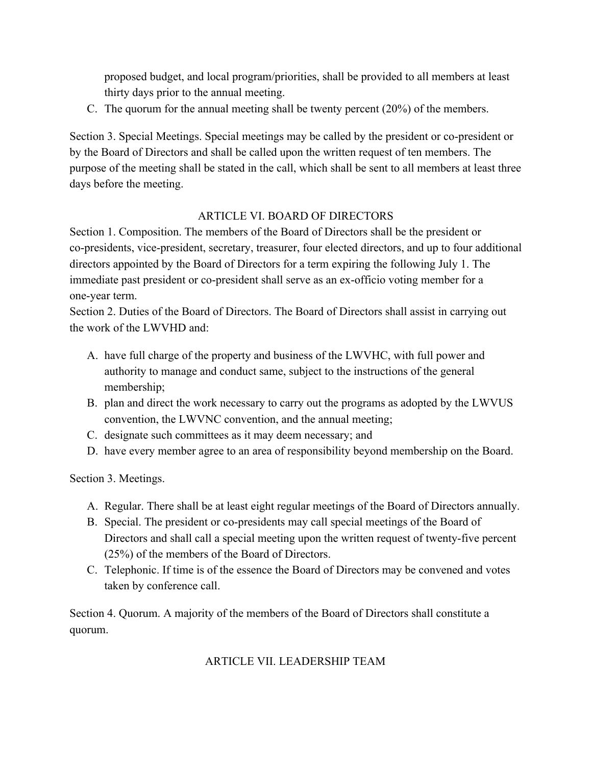proposed budget, and local program/priorities, shall be provided to all members at least thirty days prior to the annual meeting.

C. The quorum for the annual meeting shall be twenty percent (20%) of the members.

Section 3. Special Meetings. Special meetings may be called by the president or co-president or by the Board of Directors and shall be called upon the written request of ten members. The purpose of the meeting shall be stated in the call, which shall be sent to all members at least three days before the meeting.

## ARTICLE VI. BOARD OF DIRECTORS

Section 1. Composition. The members of the Board of Directors shall be the president or co-presidents, vice-president, secretary, treasurer, four elected directors, and up to four additional directors appointed by the Board of Directors for a term expiring the following July 1. The immediate past president or co-president shall serve as an ex-officio voting member for a one-year term.

Section 2. Duties of the Board of Directors. The Board of Directors shall assist in carrying out the work of the LWVHD and:

A. have full charge of the property and business of the LWVHC, with full power and authority to manage and conduct same, subject to the instructions of the general membership;
B. plan and direct the work necessary to carry out the programs as adopted by the LWVUS convention, the LWVNC convention, and the annual meeting;
C. designate such committees as it may deem necessary; and
D. have every member agree to an area of responsibility beyond membership on the Board.

Section 3. Meetings.

A. Regular. There shall be at least eight regular meetings of the Board of Directors annually.
B. Special. The president or co-presidents may call special meetings of the Board of Directors and shall call a special meeting upon the written request of twenty-five percent (25%) of the members of the Board of Directors.
C. Telephonic. If time is of the essence the Board of Directors may be convened and votes taken by conference call.

Section 4. Quorum. A majority of the members of the Board of Directors shall constitute a quorum.

## ARTICLE VII. LEADERSHIP TEAM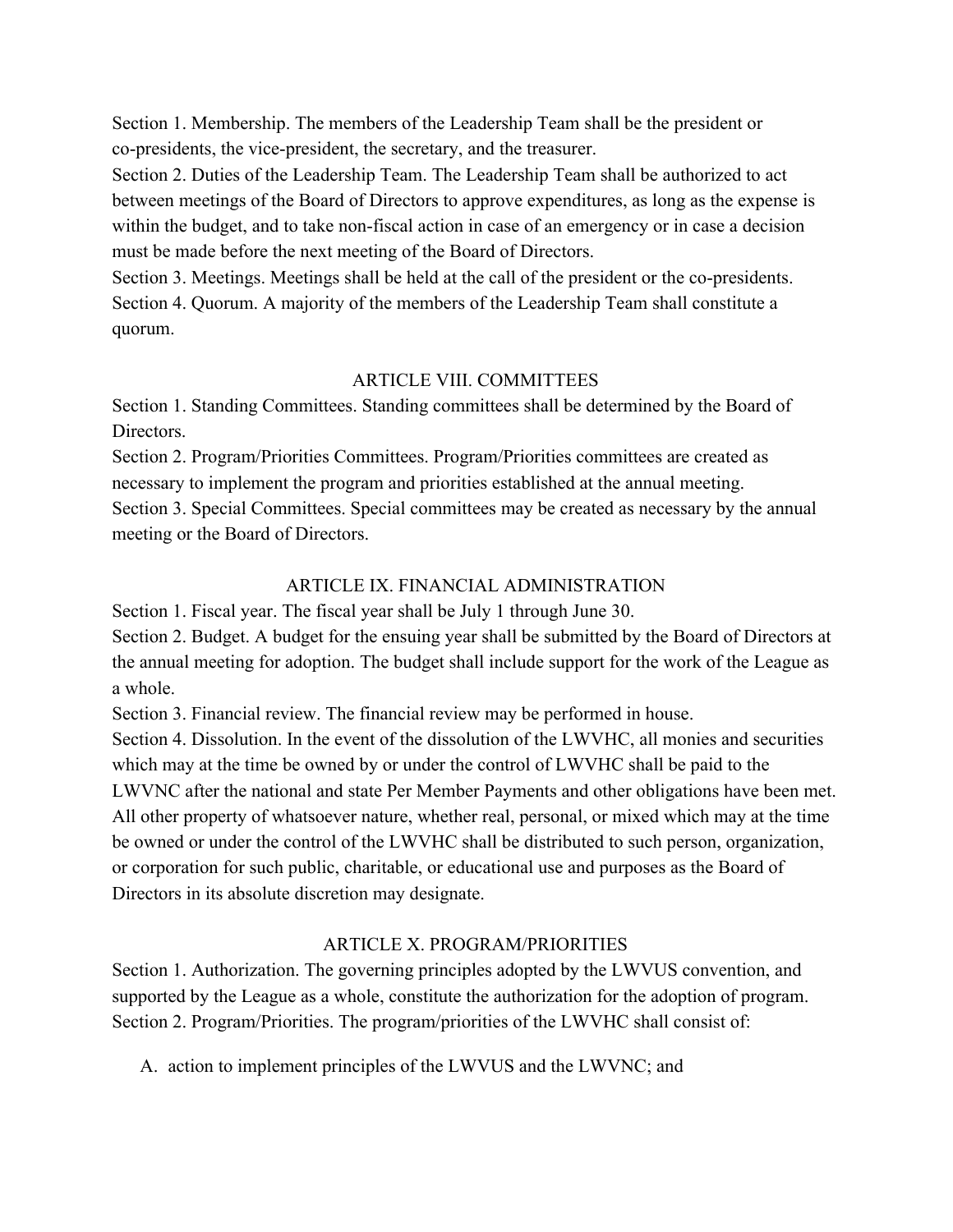Section 1. Membership. The members of the Leadership Team shall be the president or co-presidents, the vice-president, the secretary, and the treasurer.
Section 2. Duties of the Leadership Team. The Leadership Team shall be authorized to act between meetings of the Board of Directors to approve expenditures, as long as the expense is within the budget, and to take non-fiscal action in case of an emergency or in case a decision must be made before the next meeting of the Board of Directors.
Section 3. Meetings. Meetings shall be held at the call of the president or the co-presidents.
Section 4. Quorum. A majority of the members of the Leadership Team shall constitute a quorum.

## ARTICLE VIII. COMMITTEES

Section 1. Standing Committees. Standing committees shall be determined by the Board of Directors.
Section 2. Program/Priorities Committees. Program/Priorities committees are created as necessary to implement the program and priorities established at the annual meeting.
Section 3. Special Committees. Special committees may be created as necessary by the annual meeting or the Board of Directors.

## ARTICLE IX. FINANCIAL ADMINISTRATION

Section 1. Fiscal year. The fiscal year shall be July 1 through June 30.
Section 2. Budget. A budget for the ensuing year shall be submitted by the Board of Directors at the annual meeting for adoption. The budget shall include support for the work of the League as a whole.
Section 3. Financial review. The financial review may be performed in house.
Section 4. Dissolution. In the event of the dissolution of the LWVHC, all monies and securities which may at the time be owned by or under the control of LWVHC shall be paid to the LWVNC after the national and state Per Member Payments and other obligations have been met. All other property of whatsoever nature, whether real, personal, or mixed which may at the time be owned or under the control of the LWVHC shall be distributed to such person, organization, or corporation for such public, charitable, or educational use and purposes as the Board of Directors in its absolute discretion may designate.

## ARTICLE X. PROGRAM/PRIORITIES

Section 1. Authorization. The governing principles adopted by the LWVUS convention, and supported by the League as a whole, constitute the authorization for the adoption of program.
Section 2. Program/Priorities. The program/priorities of the LWVHC shall consist of:

A. action to implement principles of the LWVUS and the LWVNC; and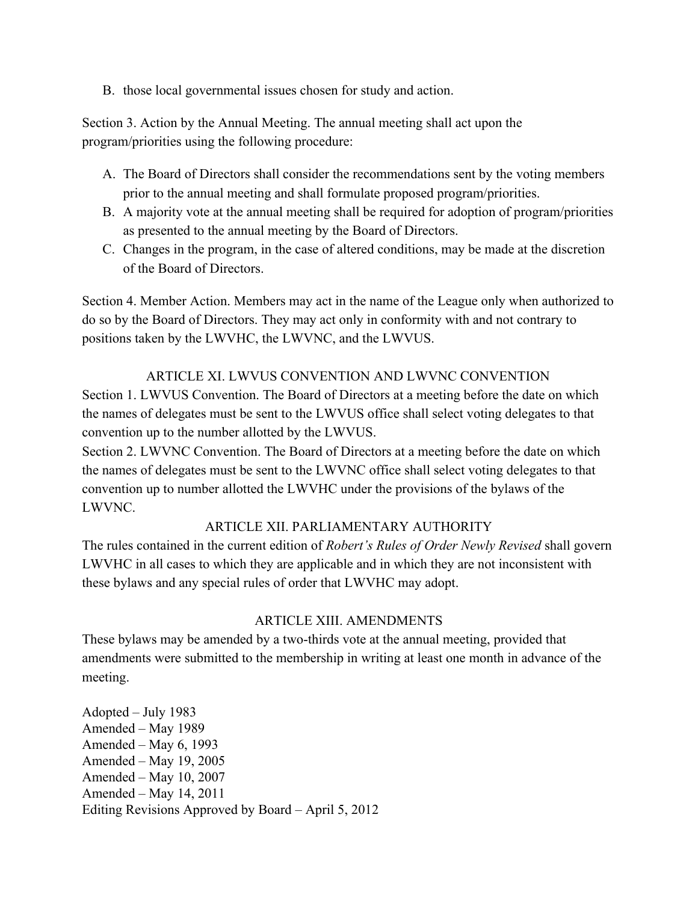B. those local governmental issues chosen for study and action.

Section 3. Action by the Annual Meeting. The annual meeting shall act upon the program/priorities using the following procedure:

A. The Board of Directors shall consider the recommendations sent by the voting members prior to the annual meeting and shall formulate proposed program/priorities.
B. A majority vote at the annual meeting shall be required for adoption of program/priorities as presented to the annual meeting by the Board of Directors.
C. Changes in the program, in the case of altered conditions, may be made at the discretion of the Board of Directors.

Section 4. Member Action. Members may act in the name of the League only when authorized to do so by the Board of Directors. They may act only in conformity with and not contrary to positions taken by the LWVHC, the LWVNC, and the LWVUS.

## ARTICLE XI. LWVUS CONVENTION AND LWVNC CONVENTION

Section 1. LWVUS Convention. The Board of Directors at a meeting before the date on which the names of delegates must be sent to the LWVUS office shall select voting delegates to that convention up to the number allotted by the LWVUS.

Section 2. LWVNC Convention. The Board of Directors at a meeting before the date on which the names of delegates must be sent to the LWVNC office shall select voting delegates to that convention up to number allotted the LWVHC under the provisions of the bylaws of the LWVNC.

## ARTICLE XII. PARLIAMENTARY AUTHORITY

The rules contained in the current edition of *Robert's Rules of Order Newly Revised* shall govern LWVHC in all cases to which they are applicable and in which they are not inconsistent with these bylaws and any special rules of order that LWVHC may adopt.

## ARTICLE XIII. AMENDMENTS

These bylaws may be amended by a two-thirds vote at the annual meeting, provided that amendments were submitted to the membership in writing at least one month in advance of the meeting.

Adopted – July 1983
Amended – May 1989
Amended – May 6, 1993
Amended – May 19, 2005
Amended – May 10, 2007
Amended – May 14, 2011
Editing Revisions Approved by Board – April 5, 2012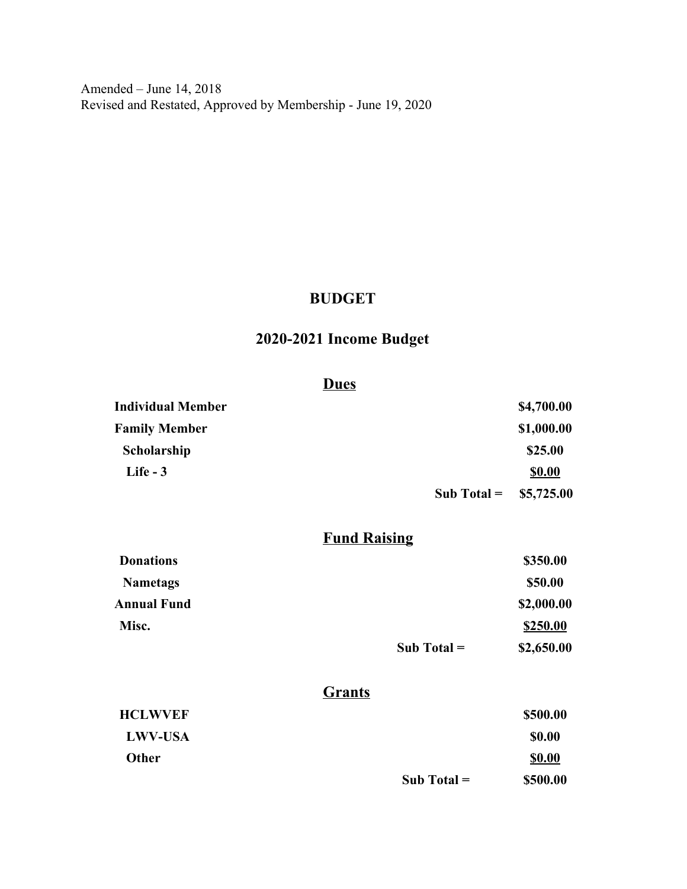Amended – June 14, 2018
Revised and Restated, Approved by Membership - June 19, 2020

# BUDGET

## 2020-2021 Income Budget

### Dues

| | |
|---|---|
| **Individual Member** | **$4,700.00** |
| **Family Member** | **$1,000.00** |
| **Scholarship** | **$25.00** |
| **Life - 3** | **$0.00** |
| **Sub Total =** | **$5,725.00** |

### Fund Raising

| | |
|---|---|
| **Donations** | **$350.00** |
| **Nametags** | **$50.00** |
| **Annual Fund** | **$2,000.00** |
| **Misc.** | **$250.00** |
| **Sub Total =** | **$2,650.00** |

### Grants

| | |
|---|---|
| **HCLWVEF** | **$500.00** |
| **LWV-USA** | **$0.00** |
| **Other** | **$0.00** |
| **Sub Total =** | **$500.00** |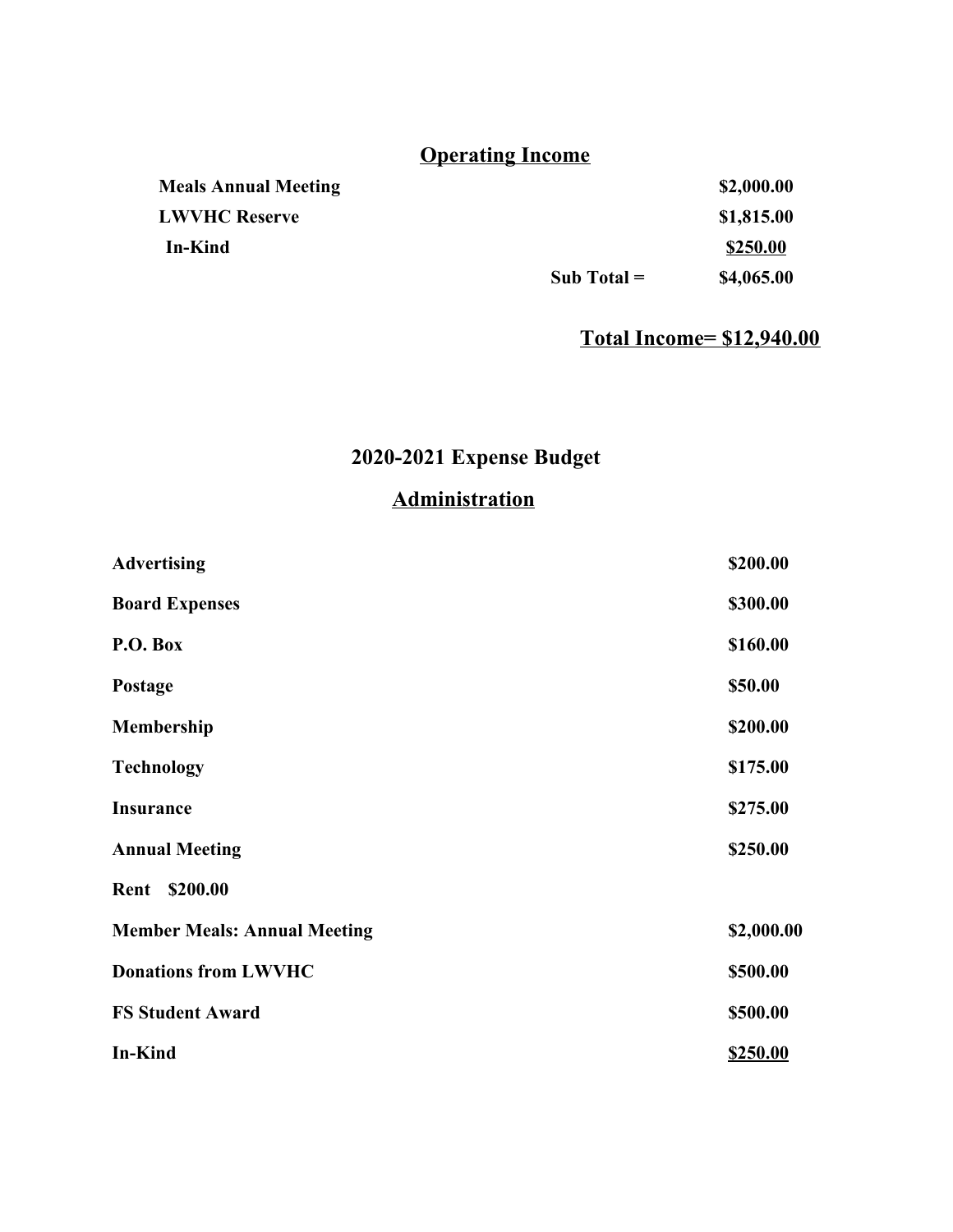## Operating Income

| | | |
|---|---|---|
| **Meals Annual Meeting** | | **$2,000.00** |
| **LWVHC Reserve** | | **$1,815.00** |
| **In-Kind** | | **$250.00** |
| | **Sub Total =** | **$4,065.00** |

**Total Income= $12,940.00**

## 2020-2021 Expense Budget

### Administration

| | |
|---|---|
| **Advertising** | **$200.00** |
| **Board Expenses** | **$300.00** |
| **P.O. Box** | **$160.00** |
| **Postage** | **$50.00** |
| **Membership** | **$200.00** |
| **Technology** | **$175.00** |
| **Insurance** | **$275.00** |
| **Annual Meeting** | **$250.00** |
| **Rent $200.00** | |
| **Member Meals: Annual Meeting** | **$2,000.00** |
| **Donations from LWVHC** | **$500.00** |
| **FS Student Award** | **$500.00** |
| **In-Kind** | **$250.00** |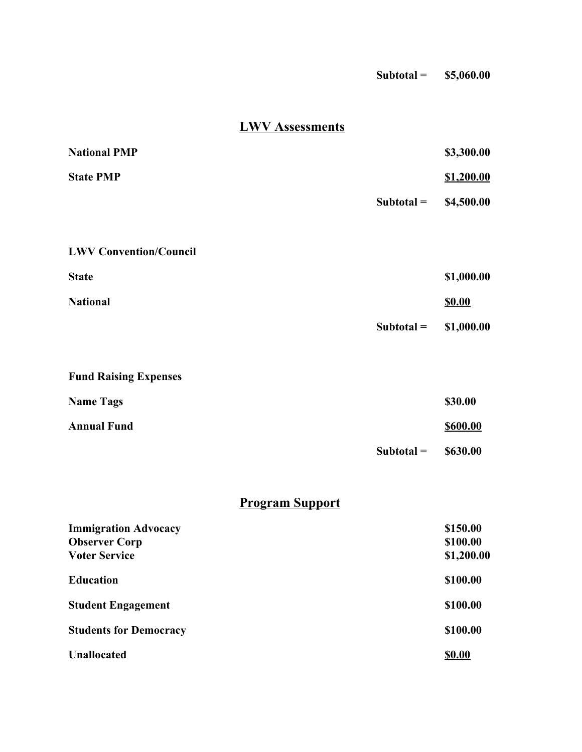| | Subtotal = | $5,060.00 |
|---|---|---|

## LWV Assessments

| | | |
|---|---|---|
| **National PMP** | | $3,300.00 |
| **State PMP** | | $1,200.00 |
| | **Subtotal =** | **$4,500.00** |

**LWV Convention/Council**

| | | |
|---|---|---|
| **State** | | $1,000.00 |
| **National** | | $0.00 |
| | **Subtotal =** | **$1,000.00** |

**Fund Raising Expenses**

| | | |
|---|---|---|
| **Name Tags** | | $30.00 |
| **Annual Fund** | | $600.00 |
| | **Subtotal =** | **$630.00** |

## Program Support

| | |
|---|---|
| **Immigration Advocacy** | $150.00 |
| **Observer Corp** | $100.00 |
| **Voter Service** | $1,200.00 |
| **Education** | $100.00 |
| **Student Engagement** | $100.00 |
| **Students for Democracy** | $100.00 |
| **Unallocated** | $0.00 |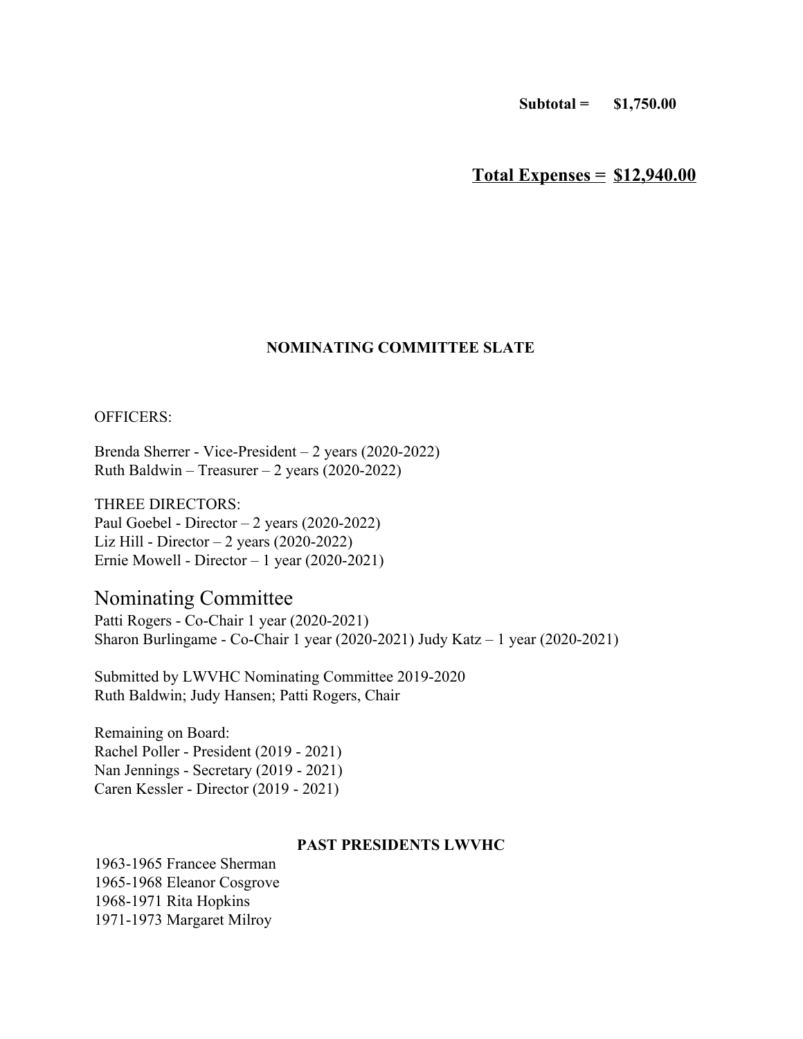**Subtotal = $1,750.00**

**<u>Total Expenses = $12,940.00</u>**

## NOMINATING COMMITTEE SLATE

OFFICERS:

Brenda Sherrer - Vice-President – 2 years (2020-2022)
Ruth Baldwin – Treasurer – 2 years (2020-2022)

THREE DIRECTORS:
Paul Goebel - Director – 2 years (2020-2022)
Liz Hill - Director – 2 years (2020-2022)
Ernie Mowell - Director – 1 year (2020-2021)

## Nominating Committee

Patti Rogers - Co-Chair 1 year (2020-2021)
Sharon Burlingame - Co-Chair 1 year (2020-2021) Judy Katz – 1 year (2020-2021)

Submitted by LWVHC Nominating Committee 2019-2020
Ruth Baldwin; Judy Hansen; Patti Rogers, Chair

Remaining on Board:
Rachel Poller - President (2019 - 2021)
Nan Jennings - Secretary (2019 - 2021)
Caren Kessler - Director (2019 - 2021)

## PAST PRESIDENTS LWVHC

1963-1965 Francee Sherman
1965-1968 Eleanor Cosgrove
1968-1971 Rita Hopkins
1971-1973 Margaret Milroy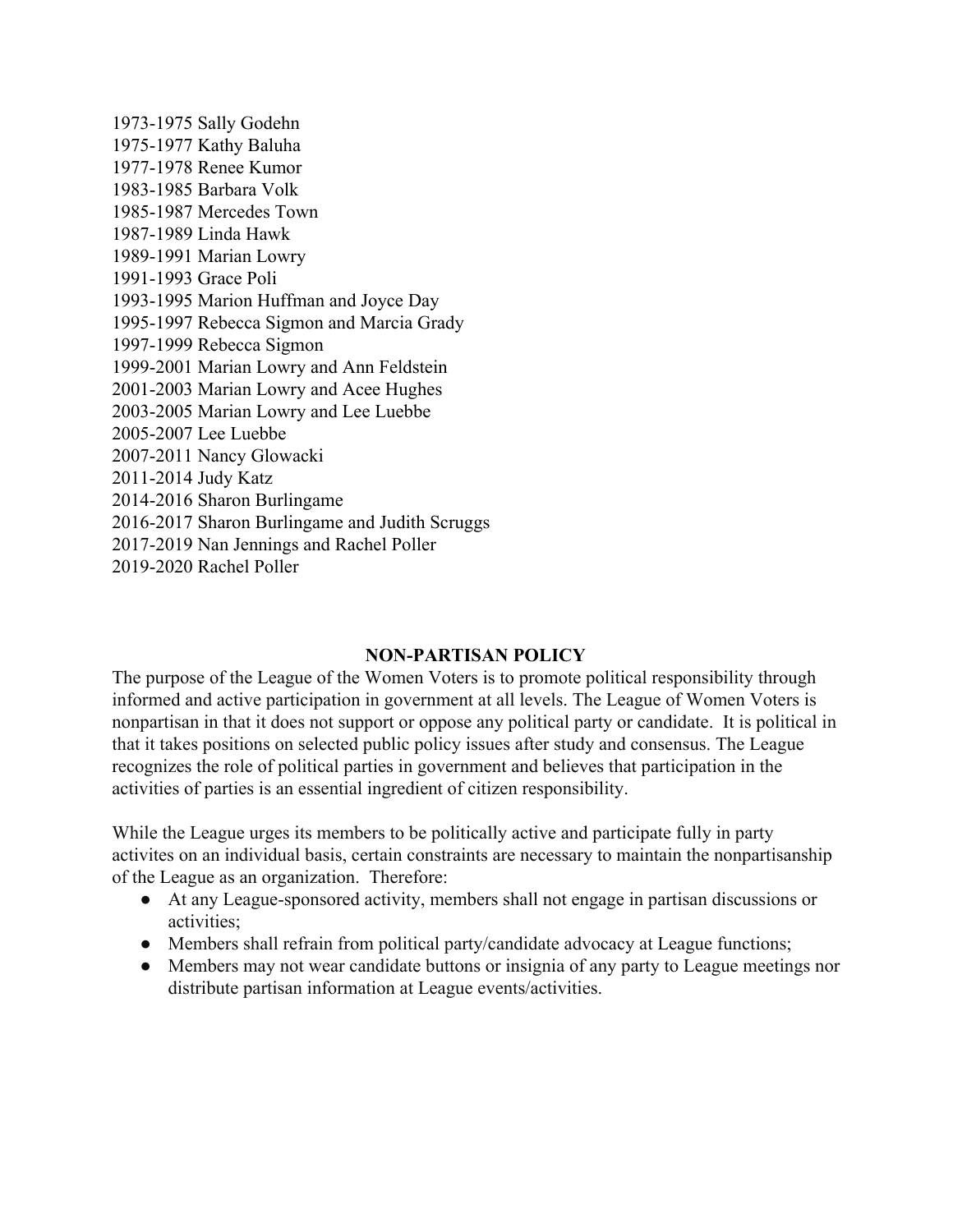1973-1975 Sally Godehn
1975-1977 Kathy Baluha
1977-1978 Renee Kumor
1983-1985 Barbara Volk
1985-1987 Mercedes Town
1987-1989 Linda Hawk
1989-1991 Marian Lowry
1991-1993 Grace Poli
1993-1995 Marion Huffman and Joyce Day
1995-1997 Rebecca Sigmon and Marcia Grady
1997-1999 Rebecca Sigmon
1999-2001 Marian Lowry and Ann Feldstein
2001-2003 Marian Lowry and Acee Hughes
2003-2005 Marian Lowry and Lee Luebbe
2005-2007 Lee Luebbe
2007-2011 Nancy Glowacki
2011-2014 Judy Katz
2014-2016 Sharon Burlingame
2016-2017 Sharon Burlingame and Judith Scruggs
2017-2019 Nan Jennings and Rachel Poller
2019-2020 Rachel Poller

## NON-PARTISAN POLICY

The purpose of the League of the Women Voters is to promote political responsibility through informed and active participation in government at all levels. The League of Women Voters is nonpartisan in that it does not support or oppose any political party or candidate. It is political in that it takes positions on selected public policy issues after study and consensus. The League recognizes the role of political parties in government and believes that participation in the activities of parties is an essential ingredient of citizen responsibility.

While the League urges its members to be politically active and participate fully in party activites on an individual basis, certain constraints are necessary to maintain the nonpartisanship of the League as an organization. Therefore:

- At any League-sponsored activity, members shall not engage in partisan discussions or activities;
- Members shall refrain from political party/candidate advocacy at League functions;
- Members may not wear candidate buttons or insignia of any party to League meetings nor distribute partisan information at League events/activities.